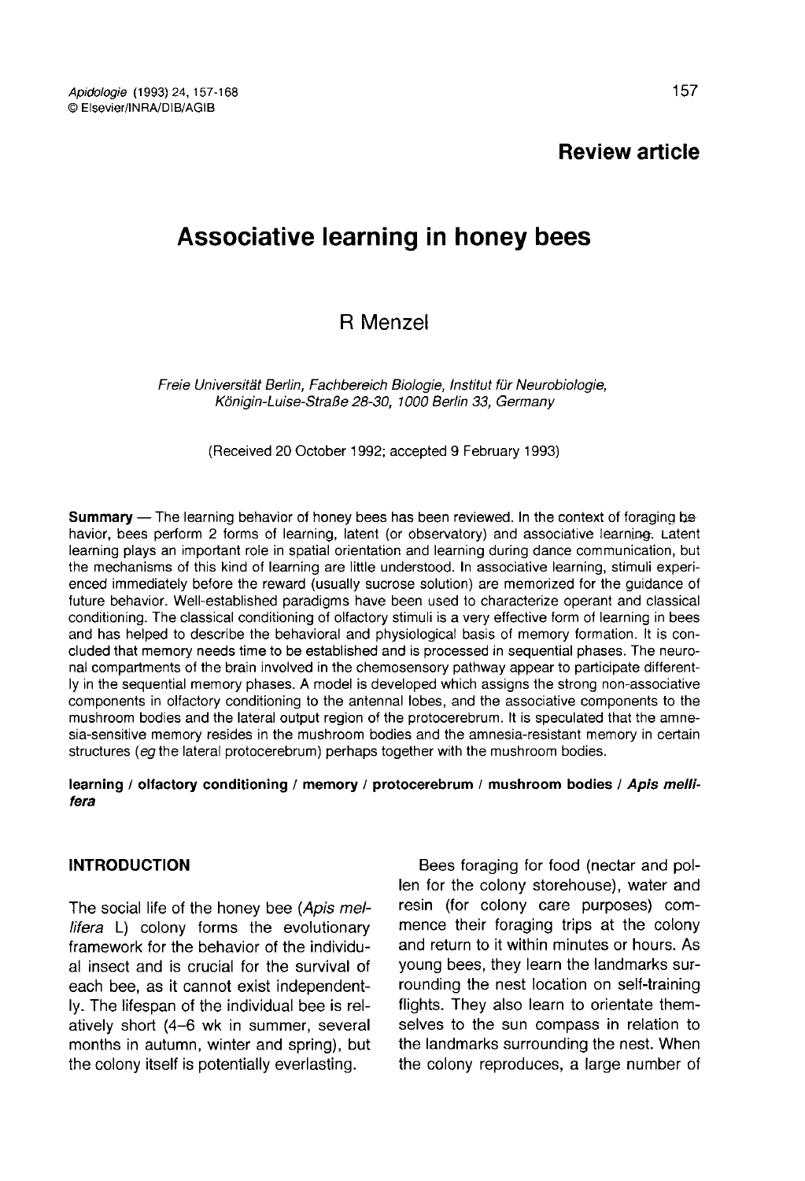**Review article**

# Associative learning in honey bees

R Menzel

*Freie Universität Berlin, Fachbereich Biologie, Institut für Neurobiologie, Königin-Luise-Straße 28-30, 1000 Berlin 33, Germany*

(Received 20 October 1992; accepted 9 February 1993)

**Summary** — The learning behavior of honey bees has been reviewed. In the context of foraging behavior, bees perform 2 forms of learning, latent (or observatory) and associative learning. Latent learning plays an important role in spatial orientation and learning during dance communication, but the mechanisms of this kind of learning are little understood. In associative learning, stimuli experienced immediately before the reward (usually sucrose solution) are memorized for the guidance of future behavior. Well-established paradigms have been used to characterize operant and classical conditioning. The classical conditioning of olfactory stimuli is a very effective form of learning in bees and has helped to describe the behavioral and physiological basis of memory formation. It is concluded that memory needs time to be established and is processed in sequential phases. The neuronal compartments of the brain involved in the chemosensory pathway appear to participate differently in the sequential memory phases. A model is developed which assigns the strong non-associative components in olfactory conditioning to the antennal lobes, and the associative components to the mushroom bodies and the lateral output region of the protocerebrum. It is speculated that the amnesia-sensitive memory resides in the mushroom bodies and the amnesia-resistant memory in certain structures (*eg* the lateral protocerebrum) perhaps together with the mushroom bodies.

**learning / olfactory conditioning / memory / protocerebrum / mushroom bodies / *Apis mellifera***

## INTRODUCTION

The social life of the honey bee (*Apis mellifera* L) colony forms the evolutionary framework for the behavior of the individual insect and is crucial for the survival of each bee, as it cannot exist independently. The lifespan of the individual bee is relatively short (4–6 wk in summer, several months in autumn, winter and spring), but the colony itself is potentially everlasting.

Bees foraging for food (nectar and pollen for the colony storehouse), water and resin (for colony care purposes) commence their foraging trips at the colony and return to it within minutes or hours. As young bees, they learn the landmarks surrounding the nest location on self-training flights. They also learn to orientate themselves to the sun compass in relation to the landmarks surrounding the nest. When the colony reproduces, a large number of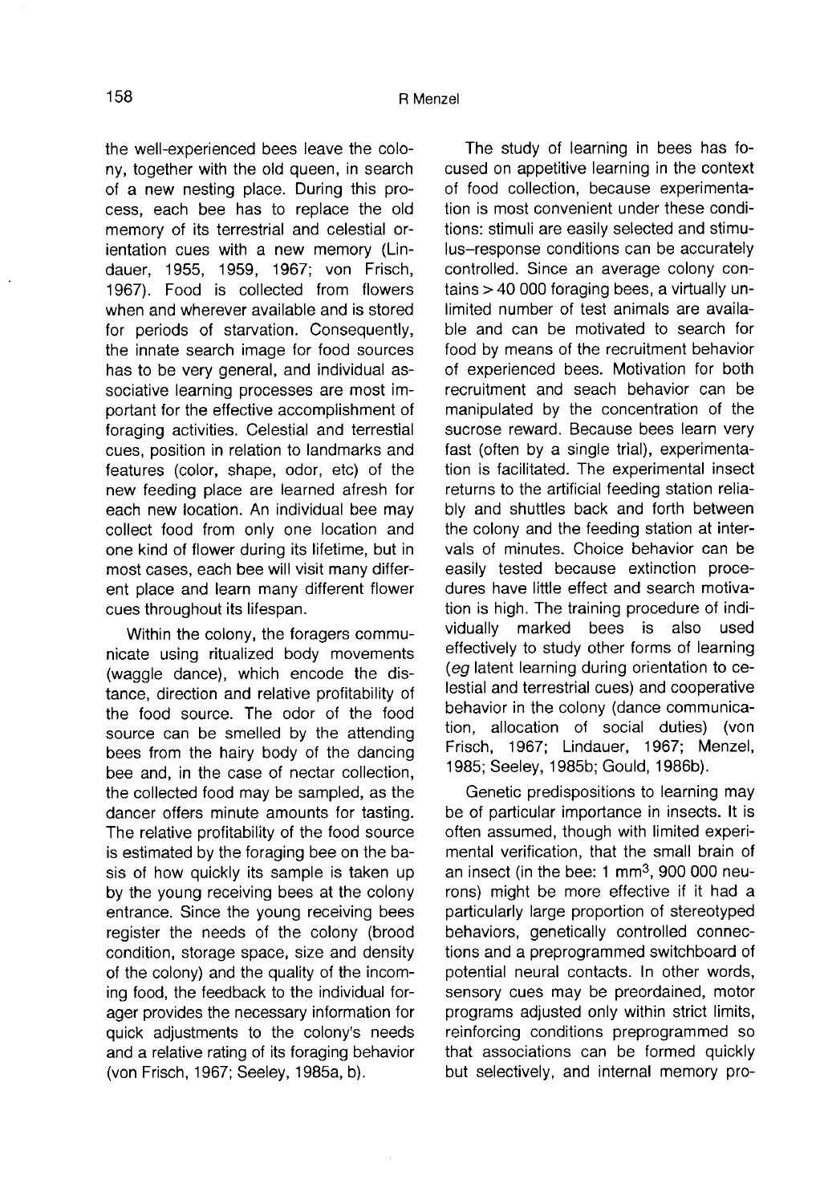the well-experienced bees leave the colony, together with the old queen, in search of a new nesting place. During this process, each bee has to replace the old memory of its terrestrial and celestial orientation cues with a new memory (Lindauer, 1955, 1959, 1967; von Frisch, 1967). Food is collected from flowers when and wherever available and is stored for periods of starvation. Consequently, the innate search image for food sources has to be very general, and individual associative learning processes are most important for the effective accomplishment of foraging activities. Celestial and terrestial cues, position in relation to landmarks and features (color, shape, odor, etc) of the new feeding place are learned afresh for each new location. An individual bee may collect food from only one location and one kind of flower during its lifetime, but in most cases, each bee will visit many different place and learn many different flower cues throughout its lifespan.

Within the colony, the foragers communicate using ritualized body movements (waggle dance), which encode the distance, direction and relative profitability of the food source. The odor of the food source can be smelled by the attending bees from the hairy body of the dancing bee and, in the case of nectar collection, the collected food may be sampled, as the dancer offers minute amounts for tasting. The relative profitability of the food source is estimated by the foraging bee on the basis of how quickly its sample is taken up by the young receiving bees at the colony entrance. Since the young receiving bees register the needs of the colony (brood condition, storage space, size and density of the colony) and the quality of the incoming food, the feedback to the individual forager provides the necessary information for quick adjustments to the colony's needs and a relative rating of its foraging behavior (von Frisch, 1967; Seeley, 1985a, b).

The study of learning in bees has focused on appetitive learning in the context of food collection, because experimentation is most convenient under these conditions: stimuli are easily selected and stimulus–response conditions can be accurately controlled. Since an average colony contains > 40 000 foraging bees, a virtually unlimited number of test animals are available and can be motivated to search for food by means of the recruitment behavior of experienced bees. Motivation for both recruitment and seach behavior can be manipulated by the concentration of the sucrose reward. Because bees learn very fast (often by a single trial), experimentation is facilitated. The experimental insect returns to the artificial feeding station reliably and shuttles back and forth between the colony and the feeding station at intervals of minutes. Choice behavior can be easily tested because extinction procedures have little effect and search motivation is high. The training procedure of individually marked bees is also used effectively to study other forms of learning (*eg* latent learning during orientation to celestial and terrestrial cues) and cooperative behavior in the colony (dance communication, allocation of social duties) (von Frisch, 1967; Lindauer, 1967; Menzel, 1985; Seeley, 1985b; Gould, 1986b).

Genetic predispositions to learning may be of particular importance in insects. It is often assumed, though with limited experimental verification, that the small brain of an insect (in the bee: 1 mm$^3$, 900 000 neurons) might be more effective if it had a particularly large proportion of stereotyped behaviors, genetically controlled connections and a preprogrammed switchboard of potential neural contacts. In other words, sensory cues may be preordained, motor programs adjusted only within strict limits, reinforcing conditions preprogrammed so that associations can be formed quickly but selectively, and internal memory pro-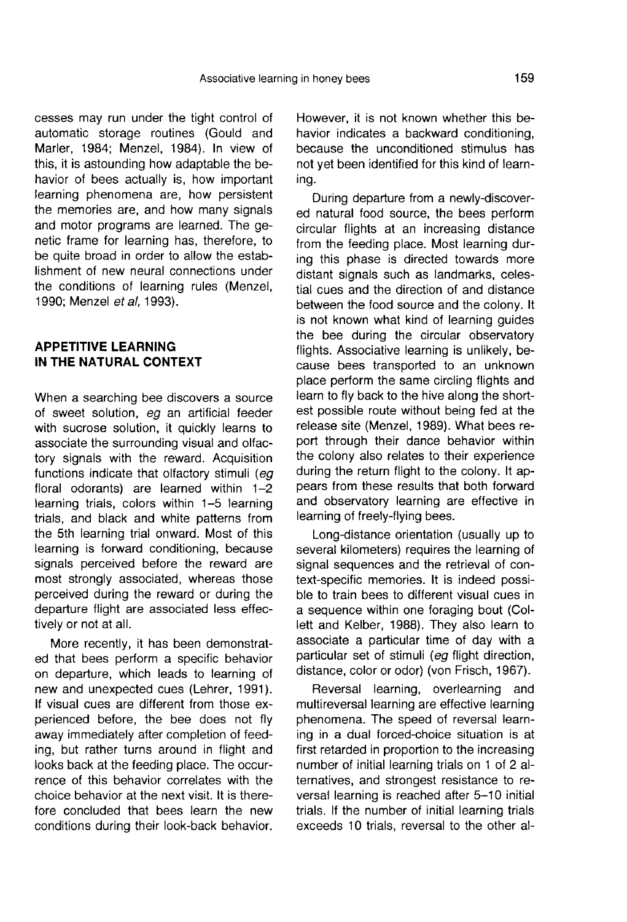cesses may run under the tight control of automatic storage routines (Gould and Marler, 1984; Menzel, 1984). In view of this, it is astounding how adaptable the behavior of bees actually is, how important learning phenomena are, how persistent the memories are, and how many signals and motor programs are learned. The genetic frame for learning has, therefore, to be quite broad in order to allow the establishment of new neural connections under the conditions of learning rules (Menzel, 1990; Menzel *et al*, 1993).

## APPETITIVE LEARNING IN THE NATURAL CONTEXT

When a searching bee discovers a source of sweet solution, *eg* an artificial feeder with sucrose solution, it quickly learns to associate the surrounding visual and olfactory signals with the reward. Acquisition functions indicate that olfactory stimuli (*eg* floral odorants) are learned within 1–2 learning trials, colors within 1–5 learning trials, and black and white patterns from the 5th learning trial onward. Most of this learning is forward conditioning, because signals perceived before the reward are most strongly associated, whereas those perceived during the reward or during the departure flight are associated less effectively or not at all.

More recently, it has been demonstrated that bees perform a specific behavior on departure, which leads to learning of new and unexpected cues (Lehrer, 1991). If visual cues are different from those experienced before, the bee does not fly away immediately after completion of feeding, but rather turns around in flight and looks back at the feeding place. The occurrence of this behavior correlates with the choice behavior at the next visit. It is therefore concluded that bees learn the new conditions during their look-back behavior. However, it is not known whether this behavior indicates a backward conditioning, because the unconditioned stimulus has not yet been identified for this kind of learning.

During departure from a newly-discovered natural food source, the bees perform circular flights at an increasing distance from the feeding place. Most learning during this phase is directed towards more distant signals such as landmarks, celestial cues and the direction of and distance between the food source and the colony. It is not known what kind of learning guides the bee during the circular observatory flights. Associative learning is unlikely, because bees transported to an unknown place perform the same circling flights and learn to fly back to the hive along the shortest possible route without being fed at the release site (Menzel, 1989). What bees report through their dance behavior within the colony also relates to their experience during the return flight to the colony. It appears from these results that both forward and observatory learning are effective in learning of freely-flying bees.

Long-distance orientation (usually up to several kilometers) requires the learning of signal sequences and the retrieval of context-specific memories. It is indeed possible to train bees to different visual cues in a sequence within one foraging bout (Collett and Kelber, 1988). They also learn to associate a particular time of day with a particular set of stimuli (*eg* flight direction, distance, color or odor) (von Frisch, 1967).

Reversal learning, overlearning and multireversal learning are effective learning phenomena. The speed of reversal learning in a dual forced-choice situation is at first retarded in proportion to the increasing number of initial learning trials on 1 of 2 alternatives, and strongest resistance to reversal learning is reached after 5–10 initial trials. If the number of initial learning trials exceeds 10 trials, reversal to the other al-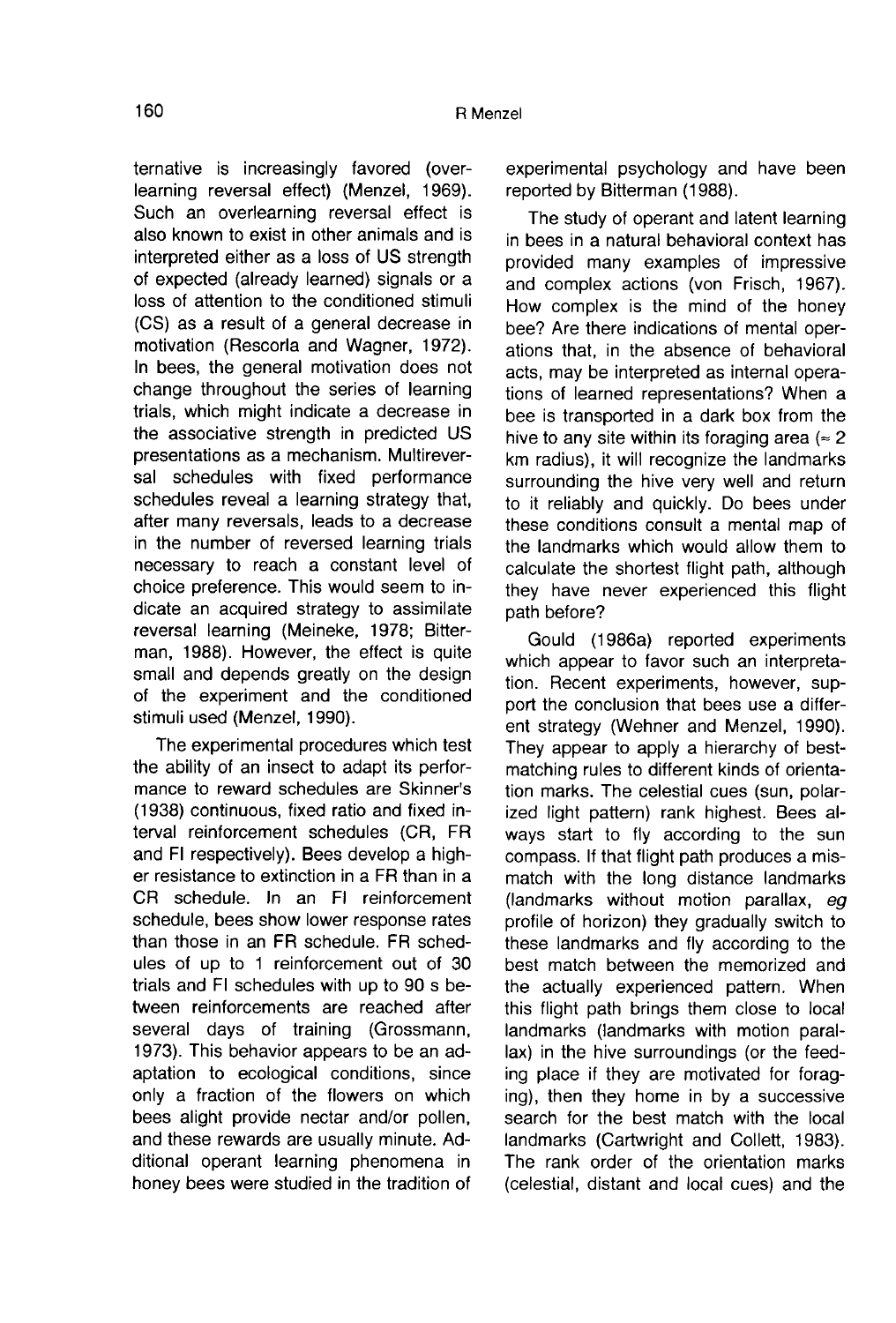ternative is increasingly favored (overlearning reversal effect) (Menzel, 1969). Such an overlearning reversal effect is also known to exist in other animals and is interpreted either as a loss of US strength of expected (already learned) signals or a loss of attention to the conditioned stimuli (CS) as a result of a general decrease in motivation (Rescorla and Wagner, 1972). In bees, the general motivation does not change throughout the series of learning trials, which might indicate a decrease in the associative strength in predicted US presentations as a mechanism. Multireversal schedules with fixed performance schedules reveal a learning strategy that, after many reversals, leads to a decrease in the number of reversed learning trials necessary to reach a constant level of choice preference. This would seem to indicate an acquired strategy to assimilate reversal learning (Meineke, 1978; Bitterman, 1988). However, the effect is quite small and depends greatly on the design of the experiment and the conditioned stimuli used (Menzel, 1990).

The experimental procedures which test the ability of an insect to adapt its performance to reward schedules are Skinner's (1938) continuous, fixed ratio and fixed interval reinforcement schedules (CR, FR and FI respectively). Bees develop a higher resistance to extinction in a FR than in a CR schedule. In an FI reinforcement schedule, bees show lower response rates than those in an FR schedule. FR schedules of up to 1 reinforcement out of 30 trials and FI schedules with up to 90 s between reinforcements are reached after several days of training (Grossmann, 1973). This behavior appears to be an adaptation to ecological conditions, since only a fraction of the flowers on which bees alight provide nectar and/or pollen, and these rewards are usually minute. Additional operant learning phenomena in honey bees were studied in the tradition of experimental psychology and have been reported by Bitterman (1988).

The study of operant and latent learning in bees in a natural behavioral context has provided many examples of impressive and complex actions (von Frisch, 1967). How complex is the mind of the honey bee? Are there indications of mental operations that, in the absence of behavioral acts, may be interpreted as internal operations of learned representations? When a bee is transported in a dark box from the hive to any site within its foraging area ($\approx$ 2 km radius), it will recognize the landmarks surrounding the hive very well and return to it reliably and quickly. Do bees under these conditions consult a mental map of the landmarks which would allow them to calculate the shortest flight path, although they have never experienced this flight path before?

Gould (1986a) reported experiments which appear to favor such an interpretation. Recent experiments, however, support the conclusion that bees use a different strategy (Wehner and Menzel, 1990). They appear to apply a hierarchy of best-matching rules to different kinds of orientation marks. The celestial cues (sun, polarized light pattern) rank highest. Bees always start to fly according to the sun compass. If that flight path produces a mismatch with the long distance landmarks (landmarks without motion parallax, *eg* profile of horizon) they gradually switch to these landmarks and fly according to the best match between the memorized and the actually experienced pattern. When this flight path brings them close to local landmarks (landmarks with motion parallax) in the hive surroundings (or the feeding place if they are motivated for foraging), then they home in by a successive search for the best match with the local landmarks (Cartwright and Collett, 1983). The rank order of the orientation marks (celestial, distant and local cues) and the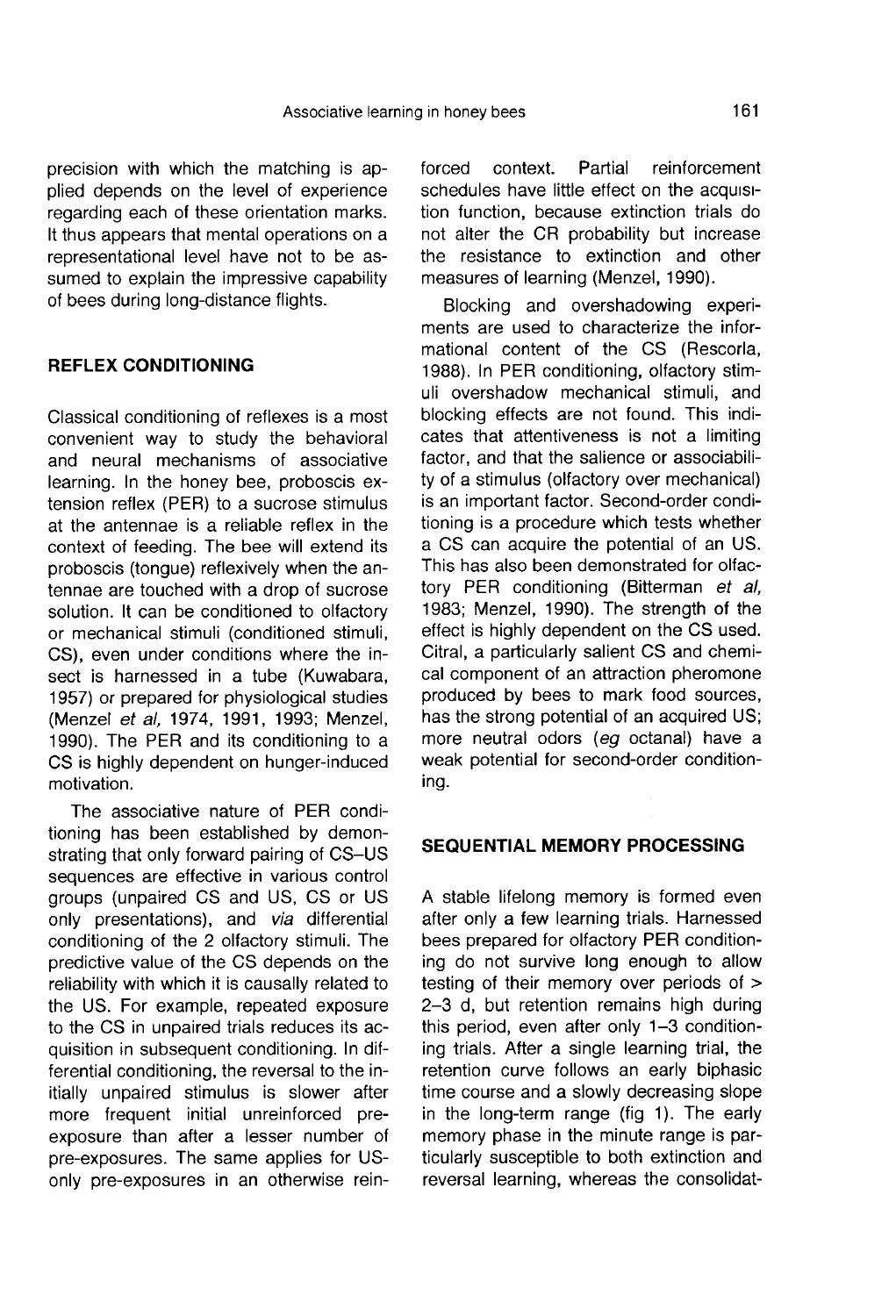precision with which the matching is applied depends on the level of experience regarding each of these orientation marks. It thus appears that mental operations on a representational level have not to be assumed to explain the impressive capability of bees during long-distance flights.

## REFLEX CONDITIONING

Classical conditioning of reflexes is a most convenient way to study the behavioral and neural mechanisms of associative learning. In the honey bee, proboscis extension reflex (PER) to a sucrose stimulus at the antennae is a reliable reflex in the context of feeding. The bee will extend its proboscis (tongue) reflexively when the antennae are touched with a drop of sucrose solution. It can be conditioned to olfactory or mechanical stimuli (conditioned stimuli, CS), even under conditions where the insect is harnessed in a tube (Kuwabara, 1957) or prepared for physiological studies (Menzel *et al*, 1974, 1991, 1993; Menzel, 1990). The PER and its conditioning to a CS is highly dependent on hunger-induced motivation.

The associative nature of PER conditioning has been established by demonstrating that only forward pairing of CS–US sequences are effective in various control groups (unpaired CS and US, CS or US only presentations), and *via* differential conditioning of the 2 olfactory stimuli. The predictive value of the CS depends on the reliability with which it is causally related to the US. For example, repeated exposure to the CS in unpaired trials reduces its acquisition in subsequent conditioning. In differential conditioning, the reversal to the initially unpaired stimulus is slower after more frequent initial unreinforced pre-exposure than after a lesser number of pre-exposures. The same applies for US-only pre-exposures in an otherwise reinforced context. Partial reinforcement schedules have little effect on the acquisition function, because extinction trials do not alter the CR probability but increase the resistance to extinction and other measures of learning (Menzel, 1990).

Blocking and overshadowing experiments are used to characterize the informational content of the CS (Rescorla, 1988). In PER conditioning, olfactory stimuli overshadow mechanical stimuli, and blocking effects are not found. This indicates that attentiveness is not a limiting factor, and that the salience or associability of a stimulus (olfactory over mechanical) is an important factor. Second-order conditioning is a procedure which tests whether a CS can acquire the potential of an US. This has also been demonstrated for olfactory PER conditioning (Bitterman *et al*, 1983; Menzel, 1990). The strength of the effect is highly dependent on the CS used. Citral, a particularly salient CS and chemical component of an attraction pheromone produced by bees to mark food sources, has the strong potential of an acquired US; more neutral odors (*eg* octanal) have a weak potential for second-order conditioning.

## SEQUENTIAL MEMORY PROCESSING

A stable lifelong memory is formed even after only a few learning trials. Harnessed bees prepared for olfactory PER conditioning do not survive long enough to allow testing of their memory over periods of > 2–3 d, but retention remains high during this period, even after only 1–3 conditioning trials. After a single learning trial, the retention curve follows an early biphasic time course and a slowly decreasing slope in the long-term range (fig 1). The early memory phase in the minute range is particularly susceptible to both extinction and reversal learning, whereas the consolidat-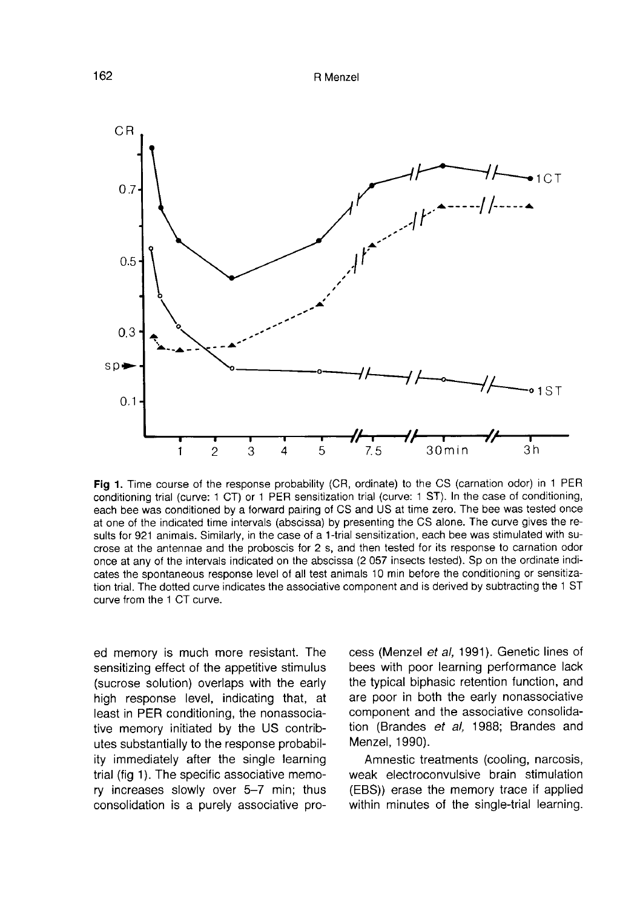**Fig 1.** Time course of the response probability (CR, ordinate) to the CS (carnation odor) in 1 PER conditioning trial (curve: 1 CT) or 1 PER sensitization trial (curve: 1 ST). In the case of conditioning, each bee was conditioned by a forward pairing of CS and US at time zero. The bee was tested once at one of the indicated time intervals (abscissa) by presenting the CS alone. The curve gives the results for 921 animals. Similarly, in the case of a 1-trial sensitization, each bee was stimulated with sucrose at the antennae and the proboscis for 2 s, and then tested for its response to carnation odor once at any of the intervals indicated on the abscissa (2 057 insects tested). Sp on the ordinate indicates the spontaneous response level of all test animals 10 min before the conditioning or sensitization trial. The dotted curve indicates the associative component and is derived by subtracting the 1 ST curve from the 1 CT curve.

ed memory is much more resistant. The sensitizing effect of the appetitive stimulus (sucrose solution) overlaps with the early high response level, indicating that, at least in PER conditioning, the nonassociative memory initiated by the US contributes substantially to the response probability immediately after the single learning trial (fig 1). The specific associative memory increases slowly over 5–7 min; thus consolidation is a purely associative process (Menzel *et al*, 1991). Genetic lines of bees with poor learning performance lack the typical biphasic retention function, and are poor in both the early nonassociative component and the associative consolidation (Brandes *et al*, 1988; Brandes and Menzel, 1990).

Amnestic treatments (cooling, narcosis, weak electroconvulsive brain stimulation (EBS)) erase the memory trace if applied within minutes of the single-trial learning.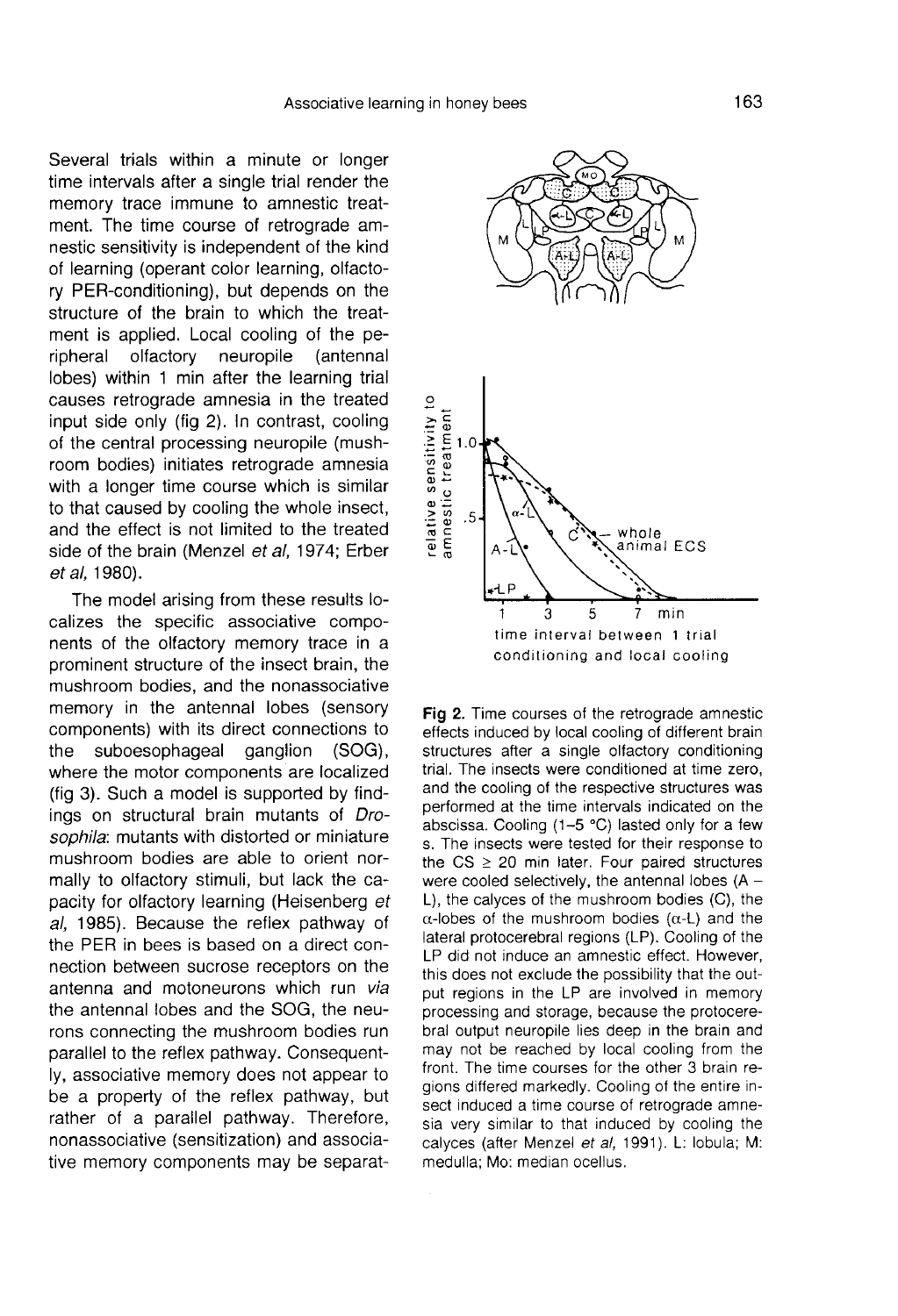Several trials within a minute or longer time intervals after a single trial render the memory trace immune to amnestic treatment. The time course of retrograde amnestic sensitivity is independent of the kind of learning (operant color learning, olfactory PER-conditioning), but depends on the structure of the brain to which the treatment is applied. Local cooling of the peripheral olfactory neuropile (antennal lobes) within 1 min after the learning trial causes retrograde amnesia in the treated input side only (fig 2). In contrast, cooling of the central processing neuropile (mushroom bodies) initiates retrograde amnesia with a longer time course which is similar to that caused by cooling the whole insect, and the effect is not limited to the treated side of the brain (Menzel *et al*, 1974; Erber *et al*, 1980).

The model arising from these results localizes the specific associative components of the olfactory memory trace in a prominent structure of the insect brain, the mushroom bodies, and the nonassociative memory in the antennal lobes (sensory components) with its direct connections to the suboesophageal ganglion (SOG), where the motor components are localized (fig 3). Such a model is supported by findings on structural brain mutants of *Drosophila*: mutants with distorted or miniature mushroom bodies are able to orient normally to olfactory stimuli, but lack the capacity for olfactory learning (Heisenberg *et al*, 1985). Because the reflex pathway of the PER in bees is based on a direct connection between sucrose receptors on the antenna and motoneurons which run *via* the antennal lobes and the SOG, the neurons connecting the mushroom bodies run parallel to the reflex pathway. Consequently, associative memory does not appear to be a property of the reflex pathway, but rather of a parallel pathway. Therefore, nonassociative (sensitization) and associative memory components may be separat-

**Fig 2.** Time courses of the retrograde amnestic effects induced by local cooling of different brain structures after a single olfactory conditioning trial. The insects were conditioned at time zero, and the cooling of the respective structures was performed at the time intervals indicated on the abscissa. Cooling (1–5 °C) lasted only for a few s. The insects were tested for their response to the CS ≥ 20 min later. Four paired structures were cooled selectively, the antennal lobes (A – L), the calyces of the mushroom bodies (C), the α-lobes of the mushroom bodies (α-L) and the lateral protocerebral regions (LP). Cooling of the LP did not induce an amnestic effect. However, this does not exclude the possibility that the output regions in the LP are involved in memory processing and storage, because the protocerebral output neuropile lies deep in the brain and may not be reached by local cooling from the front. The time courses for the other 3 brain regions differed markedly. Cooling of the entire insect induced a time course of retrograde amnesia very similar to that induced by cooling the calyces (after Menzel *et al*, 1991). L: lobula; M: medulla; Mo: median ocellus.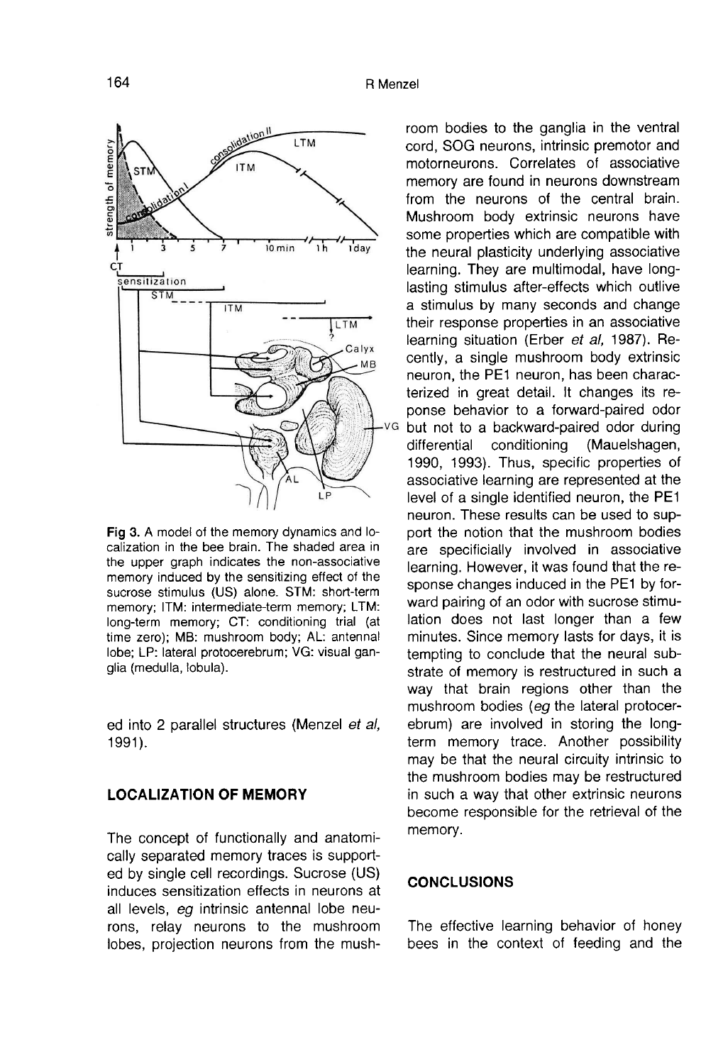Fig 3. A model of the memory dynamics and localization in the bee brain. The shaded area in the upper graph indicates the non-associative memory induced by the sensitizing effect of the sucrose stimulus (US) alone. STM: short-term memory; ITM: intermediate-term memory; LTM: long-term memory; CT: conditioning trial (at time zero); MB: mushroom body; AL: antennal lobe; LP: lateral protocerebrum; VG: visual ganglia (medulla, lobula).

ed into 2 parallel structures (Menzel *et al*, 1991).

## LOCALIZATION OF MEMORY

The concept of functionally and anatomically separated memory traces is supported by single cell recordings. Sucrose (US) induces sensitization effects in neurons at all levels, *eg* intrinsic antennal lobe neurons, relay neurons to the mushroom lobes, projection neurons from the mushroom bodies to the ganglia in the ventral cord, SOG neurons, intrinsic premotor and motorneurons. Correlates of associative memory are found in neurons downstream from the neurons of the central brain. Mushroom body extrinsic neurons have some properties which are compatible with the neural plasticity underlying associative learning. They are multimodal, have long-lasting stimulus after-effects which outlive a stimulus by many seconds and change their response properties in an associative learning situation (Erber *et al*, 1987). Recently, a single mushroom body extrinsic neuron, the PE1 neuron, has been characterized in great detail. It changes its reponse behavior to a forward-paired odor but not to a backward-paired odor during differential conditioning (Mauelshagen, 1990, 1993). Thus, specific properties of associative learning are represented at the level of a single identified neuron, the PE1 neuron. These results can be used to support the notion that the mushroom bodies are specificially involved in associative learning. However, it was found that the response changes induced in the PE1 by forward pairing of an odor with sucrose stimulation does not last longer than a few minutes. Since memory lasts for days, it is tempting to conclude that the neural substrate of memory is restructured in such a way that brain regions other than the mushroom bodies (*eg* the lateral protocerebrum) are involved in storing the long-term memory trace. Another possibility may be that the neural circuitry intrinsic to the mushroom bodies may be restructured in such a way that other extrinsic neurons become responsible for the retrieval of the memory.

## CONCLUSIONS

The effective learning behavior of honey bees in the context of feeding and the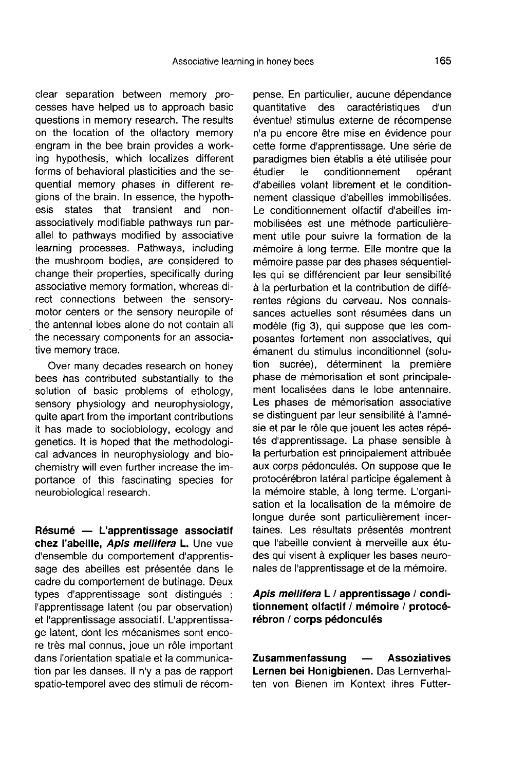clear separation between memory processes have helped us to approach basic questions in memory research. The results on the location of the olfactory memory engram in the bee brain provides a working hypothesis, which localizes different forms of behavioral plasticities and the sequential memory phases in different regions of the brain. In essence, the hypothesis states that transient and non-associatively modifiable pathways run parallel to pathways modified by associative learning processes. Pathways, including the mushroom bodies, are considered to change their properties, specifically during associative memory formation, whereas direct connections between the sensory-motor centers or the sensory neuropile of the antennal lobes alone do not contain all the necessary components for an associative memory trace.

Over many decades research on honey bees has contributed substantially to the solution of basic problems of ethology, sensory physiology and neurophysiology, quite apart from the important contributions it has made to sociobiology, ecology and genetics. It is hoped that the methodological advances in neurophysiology and biochemistry will even further increase the importance of this fascinating species for neurobiological research.

**Résumé — L'apprentissage associatif chez l'abeille, *Apis mellifera* L.** Une vue d'ensemble du comportement d'apprentissage des abeilles est présentée dans le cadre du comportement de butinage. Deux types d'apprentissage sont distingués : l'apprentissage latent (ou par observation) et l'apprentissage associatif. L'apprentissage latent, dont les mécanismes sont encore très mal connus, joue un rôle important dans l'orientation spatiale et la communication par les danses. Il n'y a pas de rapport spatio-temporel avec des stimuli de récompense. En particulier, aucune dépendance quantitative des caractéristiques d'un éventuel stimulus externe de récompense n'a pu encore être mise en évidence pour cette forme d'apprentissage. Une série de paradigmes bien établis a été utilisée pour étudier le conditionnement opérant d'abeilles volant librement et le conditionnement classique d'abeilles immobilisées. Le conditionnement olfactif d'abeilles immobilisées est une méthode particulièrement utile pour suivre la formation de la mémoire à long terme. Elle montre que la mémoire passe par des phases séquentielles qui se différencient par leur sensibilité à la perturbation et la contribution de différentes régions du cerveau. Nos connaissances actuelles sont résumées dans un modèle (fig 3), qui suppose que les composantes fortement non associatives, qui émanent du stimulus inconditionnel (solution sucrée), déterminent la première phase de mémorisation et sont principalement localisées dans le lobe antennaire. Les phases de mémorisation associative se distinguent par leur sensibilité à l'amnésie et par le rôle que jouent les actes répétés d'apprentissage. La phase sensible à la perturbation est principalement attribuée aux corps pédonculés. On suppose que le protocérébron latéral participe également à la mémoire stable, à long terme. L'organisation et la localisation de la mémoire de longue durée sont particulièrement incertaines. Les résultats présentés montrent que l'abeille convient à merveille aux études qui visent à expliquer les bases neuronales de l'apprentissage et de la mémoire.

***Apis mellifera* L / apprentissage / conditionnement olfactif / mémoire / protocérébron / corps pédonculés**

**Zusammenfassung — Assoziatives Lernen bei Honigbienen.** Das Lernverhalten von Bienen im Kontext ihres Futter-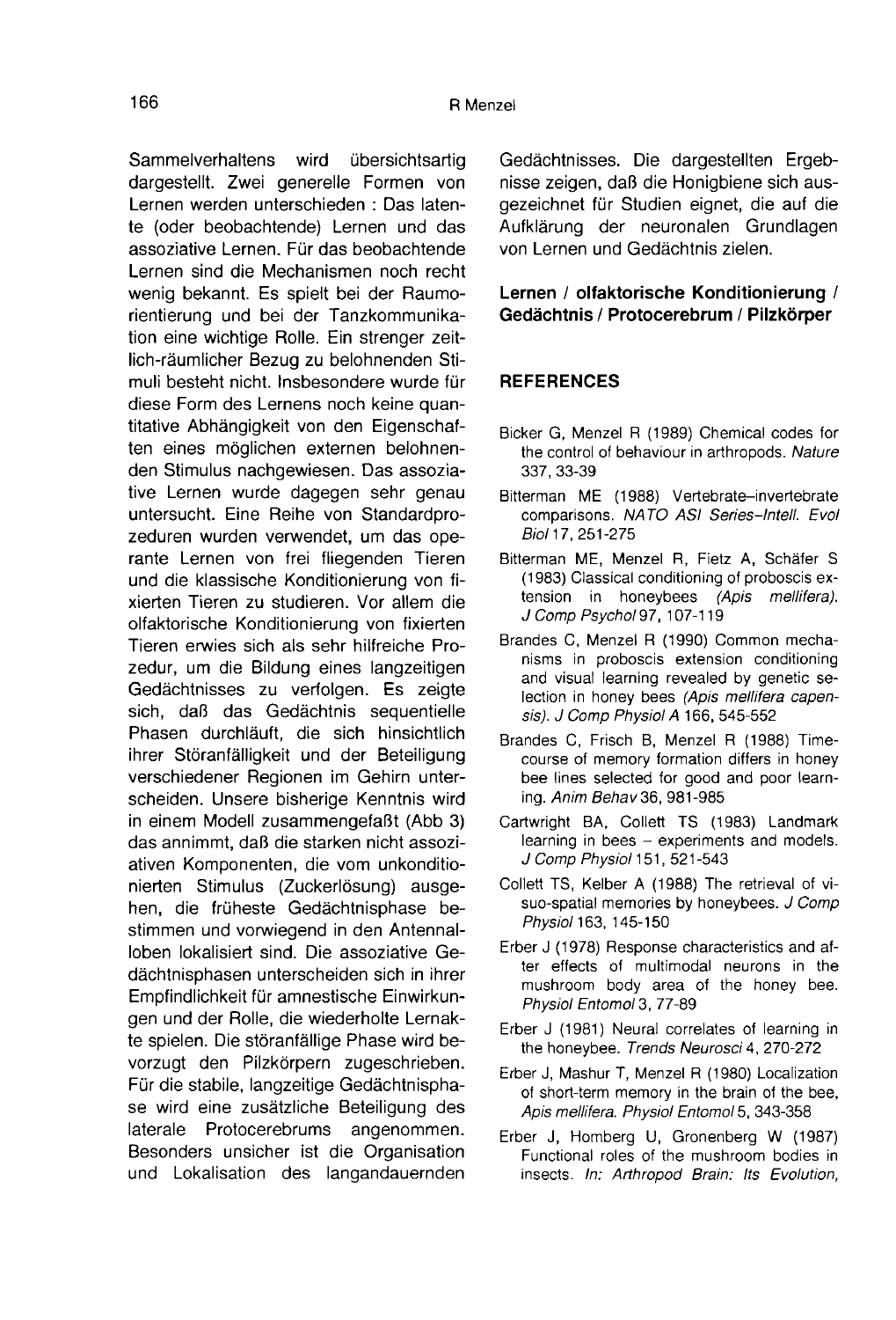Sammelverhaltens wird übersichtsartig dargestellt. Zwei generelle Formen von Lernen werden unterschieden : Das latente (oder beobachtende) Lernen und das assoziative Lernen. Für das beobachtende Lernen sind die Mechanismen noch recht wenig bekannt. Es spielt bei der Raumorientierung und bei der Tanzkommunikation eine wichtige Rolle. Ein strenger zeitlich-räumlicher Bezug zu belohnenden Stimuli besteht nicht. Insbesondere wurde für diese Form des Lernens noch keine quantitative Abhängigkeit von den Eigenschaften eines möglichen externen belohnenden Stimulus nachgewiesen. Das assoziative Lernen wurde dagegen sehr genau untersucht. Eine Reihe von Standardprozeduren wurden verwendet, um das operante Lernen von frei fliegenden Tieren und die klassische Konditionierung von fixierten Tieren zu studieren. Vor allem die olfaktorische Konditionierung von fixierten Tieren erwies sich als sehr hilfreiche Prozedur, um die Bildung eines langzeitigen Gedächtnisses zu verfolgen. Es zeigte sich, daß das Gedächtnis sequentielle Phasen durchläuft, die sich hinsichtlich ihrer Störanfälligkeit und der Beteiligung verschiedener Regionen im Gehirn unterscheiden. Unsere bisherige Kenntnis wird in einem Modell zusammengefaßt (Abb 3) das annimmt, daß die starken nicht assoziativen Komponenten, die vom unkonditionierten Stimulus (Zuckerlösung) ausgehen, die früheste Gedächtnisphase bestimmen und vorwiegend in den Antennalloben lokalisiert sind. Die assoziative Gedächtnisphasen unterscheiden sich in ihrer Empfindlichkeit für amnestische Einwirkungen und der Rolle, die wiederholte Lernakte spielen. Die störanfällige Phase wird bevorzugt den Pilzkörpern zugeschrieben. Für die stabile, langzeitige Gedächtnisphase wird eine zusätzliche Beteiligung des laterale Protocerebrums angenommen. Besonders unsicher ist die Organisation und Lokalisation des langandauernden Gedächtnisses. Die dargestellten Ergebnisse zeigen, daß die Honigbiene sich ausgezeichnet für Studien eignet, die auf die Aufklärung der neuronalen Grundlagen von Lernen und Gedächtnis zielen.

**Lernen / olfaktorische Konditionierung / Gedächtnis / Protocerebrum / Pilzkörper**

## REFERENCES

Bicker G, Menzel R (1989) Chemical codes for the control of behaviour in arthropods. *Nature* 337, 33-39

Bitterman ME (1988) Vertebrate–invertebrate comparisons. *NATO ASI Series–Intell. Evol Biol* 17, 251-275

Bitterman ME, Menzel R, Fietz A, Schäfer S (1983) Classical conditioning of proboscis extension in honeybees *(Apis mellifera)*. *J Comp Psychol* 97, 107-119

Brandes C, Menzel R (1990) Common mechanisms in proboscis extension conditioning and visual learning revealed by genetic selection in honey bees *(Apis mellifera capensis)*. *J Comp Physiol A* 166, 545-552

Brandes C, Frisch B, Menzel R (1988) Time-course of memory formation differs in honey bee lines selected for good and poor learning. *Anim Behav* 36, 981-985

Cartwright BA, Collett TS (1983) Landmark learning in bees – experiments and models. *J Comp Physiol* 151, 521-543

Collett TS, Kelber A (1988) The retrieval of visuo-spatial memories by honeybees. *J Comp Physiol* 163, 145-150

Erber J (1978) Response characteristics and after effects of multimodal neurons in the mushroom body area of the honey bee. *Physiol Entomol* 3, 77-89

Erber J (1981) Neural correlates of learning in the honeybee. *Trends Neurosci* 4, 270-272

Erber J, Mashur T, Menzel R (1980) Localization of short-term memory in the brain of the bee, *Apis mellifera*. *Physiol Entomol* 5, 343-358

Erber J, Homberg U, Gronenberg W (1987) Functional roles of the mushroom bodies in insects. *In: Arthropod Brain: Its Evolution,*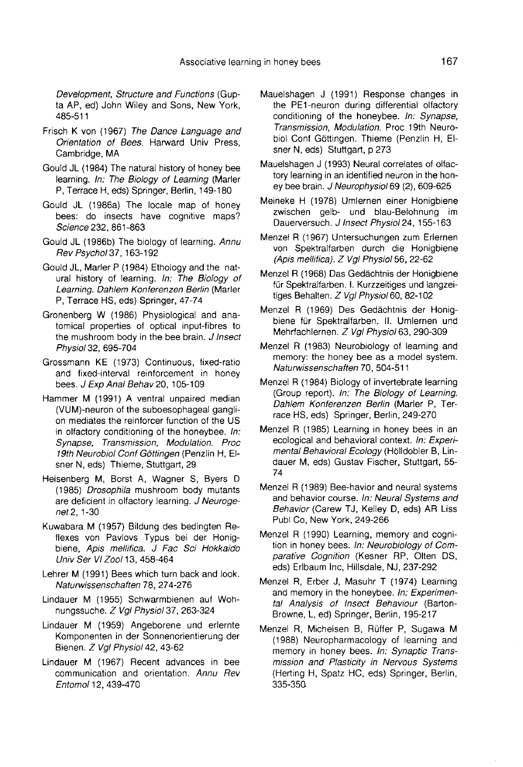Development, Structure and Functions (Gupta AP, ed) John Wiley and Sons, New York, 485-511

Frisch K von (1967) *The Dance Language and Orientation of Bees.* Harward Univ Press, Cambridge, MA

Gould JL (1984) The natural history of honey bee learning. *In: The Biology of Learning* (Marler P, Terrace H, eds) Springer, Berlin, 149-180

Gould JL (1986a) The locale map of honey bees: do insects have cognitive maps? *Science* 232, 861-863

Gould JL (1986b) The biology of learning. *Annu Rev Psychol* 37, 163-192

Gould JL, Marler P (1984) Ethology and the natural history of learning. *In: The Biology of Learning. Dahlem Konferenzen Berlin* (Marler P, Terrace HS, eds) Springer, 47-74

Gronenberg W (1986) Physiological and anatomical properties of optical input-fibres to the mushroom body in the bee brain. *J Insect Physiol* 32, 695-704

Grossmann KE (1973) Continuous, fixed-ratio and fixed-interval reinforcement in honey bees. *J Exp Anal Behav* 20, 105-109

Hammer M (1991) A ventral unpaired median (VUM)-neuron of the suboesophageal ganglion mediates the reinforcer function of the US in olfactory conditioning of the honeybee. *In: Synapse, Transmission, Modulation. Proc 19th Neurobiol Conf Göttingen* (Penzlin H, Elsner N, eds) Thieme, Stuttgart, 29

Heisenberg M, Borst A, Wagner S, Byers D (1985) *Drosophila* mushroom body mutants are deficient in olfactory learning. *J Neurogenet* 2, 1-30

Kuwabara M (1957) Bildung des bedingten Reflexes von Pavlovs Typus bei der Honigbiene, *Apis mellifica. J Fac Sci Hokkaido Univ Ser VI Zool* 13, 458-464

Lehrer M (1991) Bees which turn back and look. *Naturwissenschaften* 78, 274-276

Lindauer M (1955) Schwarmbienen auf Wohnungssuche. *Z Vgl Physiol* 37, 263-324

Lindauer M (1959) Angeborene und erlernte Komponenten in der Sonnenorientierung der Bienen. *Z Vgl Physiol* 42, 43-62

Lindauer M (1967) Recent advances in bee communication and orientation. *Annu Rev Entomol* 12, 439-470

Mauelshagen J (1991) Response changes in the PE1-neuron during differential olfactory conditioning of the honeybee. *In: Synapse, Transmission, Modulation.* Proc 19th Neurobiol Conf Göttingen. Thieme (Penzlin H, Elsner N, eds) Stuttgart, p 273

Mauelshagen J (1993) Neural correlates of olfactory learning in an identified neuron in the honey bee brain. *J Neurophysiol* 69 (2), 609-625

Meineke H (1978) Umlernen einer Honigbiene zwischen gelb- und blau-Belohnung im Dauerversuch. *J Insect Physiol* 24, 155-163

Menzel R (1967) Untersuchungen zum Erlernen von Spektralfarben durch die Honigbiene *(Apis mellifica). Z Vgl Physiol* 56, 22-62

Menzel R (1968) Das Gedächtnis der Honigbiene für Spektralfarben. I. Kurzzeitiges und langzeitiges Behalten. *Z Vgl Physiol* 60, 82-102

Menzel R (1969) Des Gedächtnis der Honigbiene für Spektralfarben. II. Umlernen und Mehrfachlernen. *Z Vgl Physiol* 63, 290-309

Menzel R (1983) Neurobiology of learning and memory: the honey bee as a model system. *Naturwissenschaften* 70, 504-511

Menzel R (1984) Biology of invertebrate learning (Group report). *In: The Biology of Learning. Dahlem Konferenzen Berlin* (Marler P, Terrace HS, eds) Springer, Berlin, 249-270

Menzel R (1985) Learning in honey bees in an ecological and behavioral context. *In: Experimental Behavioral Ecology* (Hölldobler B, Lindauer M, eds) Gustav Fischer, Stuttgart, 55-74

Menzel R (1989) Bee-havior and neural systems and behavior course. *In: Neural Systems and Behavior* (Carew TJ, Kelley D, eds) AR Liss Publ Co, New York, 249-266

Menzel R (1990) Learning, memory and cognition in honey bees. *In: Neurobiology of Comparative Cognition* (Kesner RP, Olten DS, eds) Erlbaum Inc, Hillsdale, NJ, 237-292

Menzel R, Erber J, Masuhr T (1974) Learning and memory in the honeybee. *In: Experimental Analysis of Insect Behaviour* (Barton-Browne, L, ed) Springer, Berlin, 195-217

Menzel R, Michelsen B, Rüffer P, Sugawa M (1988) Neuropharmacology of learning and memory in honey bees. *In: Synaptic Transmission and Plasticity in Nervous Systems* (Herting H, Spatz HC, eds) Springer, Berlin, 335-350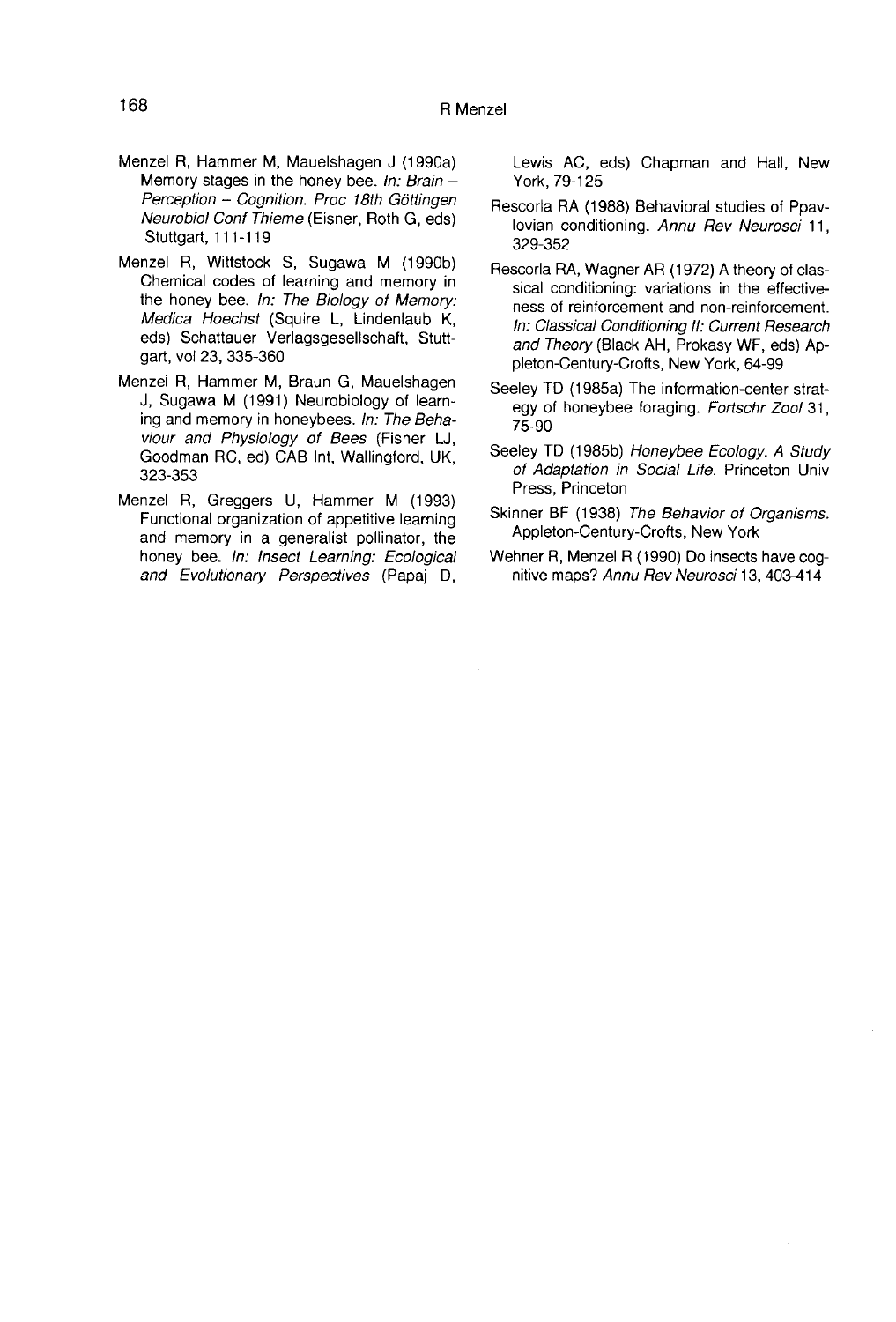Menzel R, Hammer M, Mauelshagen J (1990a) Memory stages in the honey bee. *In: Brain – Perception – Cognition. Proc 18th Göttingen Neurobiol Conf Thieme* (Eisner, Roth G, eds) Stuttgart, 111-119

Menzel R, Wittstock S, Sugawa M (1990b) Chemical codes of learning and memory in the honey bee. *In: The Biology of Memory: Medica Hoechst* (Squire L, Lindenlaub K, eds) Schattauer Verlagsgesellschaft, Stuttgart, vol 23, 335-360

Menzel R, Hammer M, Braun G, Mauelshagen J, Sugawa M (1991) Neurobiology of learning and memory in honeybees. *In: The Behaviour and Physiology of Bees* (Fisher LJ, Goodman RC, ed) CAB Int, Wallingford, UK, 323-353

Menzel R, Greggers U, Hammer M (1993) Functional organization of appetitive learning and memory in a generalist pollinator, the honey bee. *In: Insect Learning: Ecological and Evolutionary Perspectives* (Papaj D, Lewis AC, eds) Chapman and Hall, New York, 79-125

Rescorla RA (1988) Behavioral studies of Ppavlovian conditioning. *Annu Rev Neurosci* 11, 329-352

Rescorla RA, Wagner AR (1972) A theory of classical conditioning: variations in the effectiveness of reinforcement and non-reinforcement. *In: Classical Conditioning II: Current Research and Theory* (Black AH, Prokasy WF, eds) Appleton-Century-Crofts, New York, 64-99

Seeley TD (1985a) The information-center strategy of honeybee foraging. *Fortschr Zool* 31, 75-90

Seeley TD (1985b) *Honeybee Ecology. A Study of Adaptation in Social Life.* Princeton Univ Press, Princeton

Skinner BF (1938) *The Behavior of Organisms.* Appleton-Century-Crofts, New York

Wehner R, Menzel R (1990) Do insects have cognitive maps? *Annu Rev Neurosci* 13, 403-414